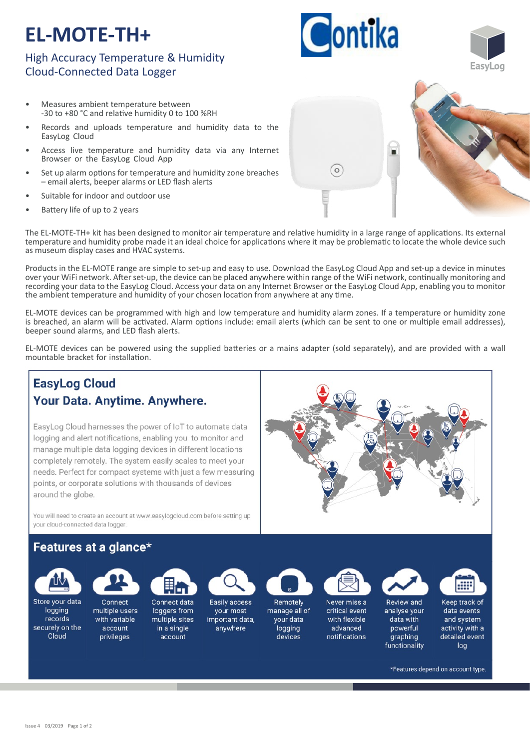# EL-MOTE-TH+

## High Accuracy Temperature & Humidity Cloud-Connected Data Logger

- Measures ambient temperature between -30 to +80 °C and relative humidity 0 to 100 %RH
- Records and uploads temperature and humidity data to the EasyLog Cloud
- Access live temperature and humidity data via any Internet Browser or the EasyLog Cloud App
- Set up alarm options for temperature and humidity zone breaches – email alerts, beeper alarms or LED flash alerts
- Suitable for indoor and outdoor use
- Battery life of up to 2 years

The EL-MOTE-TH+ kit has been designed to monitor air temperature and relative humidity in a large range of applications. Its external temperature and humidity probe made it an ideal choice for applications where it may be problematic to locate the whole device such as museum display cases and HVAC systems.

Products in the EL-MOTE range are simple to set-up and easy to use. Download the EasyLog Cloud App and set-up a device in minutes over your WiFi network. After set-up, the device can be placed anywhere within range of the WiFi network, continually monitoring and recording your data to the EasyLog Cloud. Access your data on any Internet Browser or the EasyLog Cloud App, enabling you to monitor the ambient temperature and humidity of your chosen location from anywhere at any time.

EL-MOTE devices can be programmed with high and low temperature and humidity alarm zones. If a temperature or humidity zone is breached, an alarm will be activated. Alarm options include: email alerts (which can be sent to one or multiple email addresses), beeper sound alarms, and LED flash alerts.

EL-MOTE devices can be powered using the supplied batteries or a mains adapter (sold separately), and are provided with a wall mountable bracket for installation.

## EasyLog Cloud
## Your Data. Anytime. Anywhere.

EasyLog Cloud harnesses the power of IoT to automate data logging and alert notifications, enabling you to monitor and manage multiple data logging devices in different locations completely remotely. The system easily scales to meet your needs. Perfect for compact systems with just a few measuring points, or corporate solutions with thousands of devices around the globe.

You will need to create an account at www.easylogcloud.com before setting up your cloud-connected data logger.

## Features at a glance*

- Store your data logging records securely on the Cloud
- Connect multiple users with variable account privileges
- Connect data loggers from multiple sites in a single account
- Easily access your most important data, anywhere
- Remotely manage all of your data logging devices
- Never miss a critical event with flexible advanced notifications
- Review and analyse your data with powerful graphing functionality
- Keep track of data events and system activity with a detailed event log

*Features depend on account type.

Issue 4 03/2019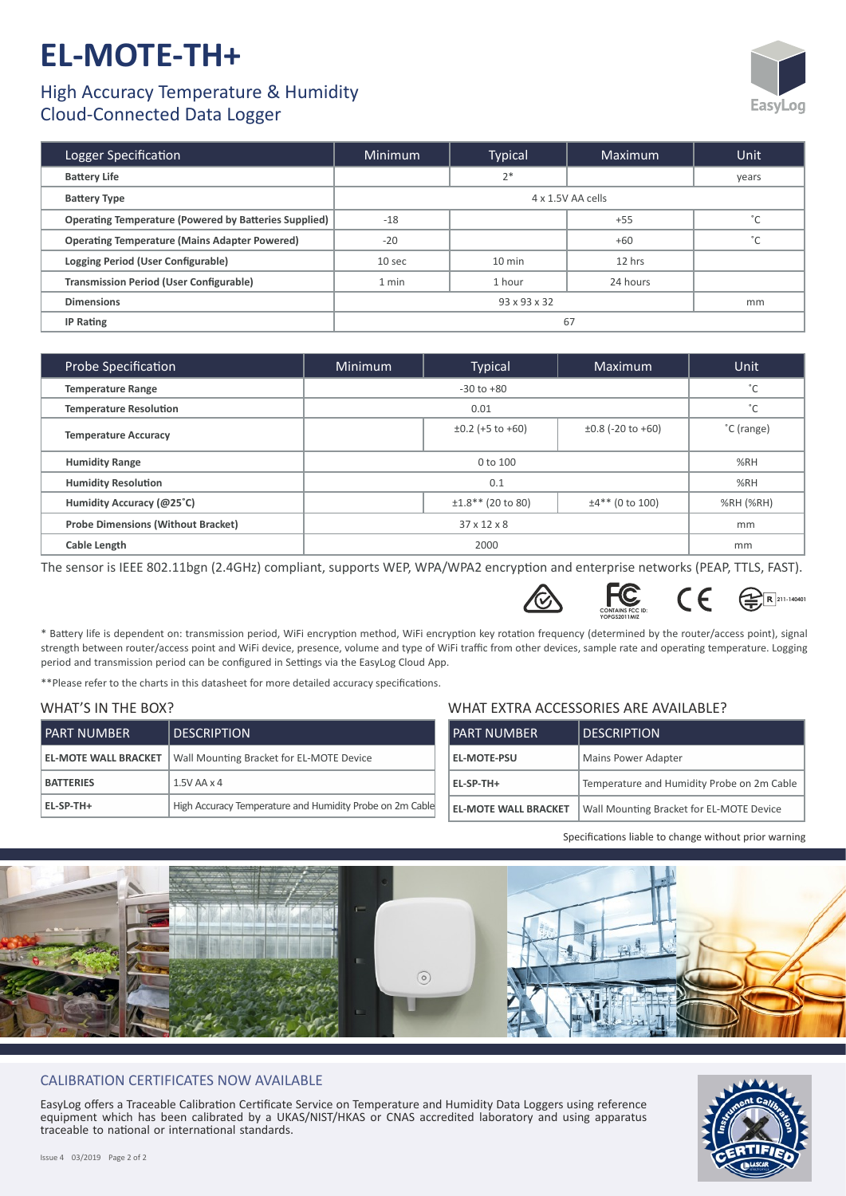# EL-MOTE-TH+

## High Accuracy Temperature & Humidity Cloud-Connected Data Logger

| Logger Specification | Minimum | Typical | Maximum | Unit |
|---|---|---|---|---|
| **Battery Life** | | 2* | | years |
| **Battery Type** | 4 x 1.5V AA cells | | | |
| **Operating Temperature (Powered by Batteries Supplied)** | -18 | | +55 | ˚C |
| **Operating Temperature (Mains Adapter Powered)** | -20 | | +60 | ˚C |
| **Logging Period (User Configurable)** | 10 sec | 10 min | 12 hrs | |
| **Transmission Period (User Configurable)** | 1 min | 1 hour | 24 hours | |
| **Dimensions** | 93 x 93 x 32 | | | mm |
| **IP Rating** | 67 | | | |

| Probe Specification | Minimum | Typical | Maximum | Unit |
|---|---|---|---|---|
| **Temperature Range** | -30 to +80 | | | ˚C |
| **Temperature Resolution** | 0.01 | | | ˚C |
| **Temperature Accuracy** | | ±0.2 (+5 to +60) | ±0.8 (-20 to +60) | ˚C (range) |
| **Humidity Range** | 0 to 100 | | | %RH |
| **Humidity Resolution** | 0.1 | | | %RH |
| **Humidity Accuracy (@25˚C)** | | ±1.8** (20 to 80) | ±4** (0 to 100) | %RH (%RH) |
| **Probe Dimensions (Without Bracket)** | 37 x 12 x 8 | | | mm |
| **Cable Length** | 2000 | | | mm |

The sensor is IEEE 802.11bgn (2.4GHz) compliant, supports WEP, WPA/WPA2 encryption and enterprise networks (PEAP, TTLS, FAST).

CONTAINS FCC ID: YOPGS2011MIZ

R 211-140401

* Battery life is dependent on: transmission period, WiFi encryption method, WiFi encryption key rotation frequency (determined by the router/access point), signal strength between router/access point and WiFi device, presence, volume and type of WiFi traffic from other devices, sample rate and operating temperature. Logging period and transmission period can be configured in Settings via the EasyLog Cloud App.

**Please refer to the charts in this datasheet for more detailed accuracy specifications.

### WHAT'S IN THE BOX?

| PART NUMBER | DESCRIPTION |
|---|---|
| **EL-MOTE WALL BRACKET** | Wall Mounting Bracket for EL-MOTE Device |
| **BATTERIES** | 1.5V AA x 4 |
| **EL-SP-TH+** | High Accuracy Temperature and Humidity Probe on 2m Cable |

### WHAT EXTRA ACCESSORIES ARE AVAILABLE?

| PART NUMBER | DESCRIPTION |
|---|---|
| **EL-MOTE-PSU** | Mains Power Adapter |
| **EL-SP-TH+** | Temperature and Humidity Probe on 2m Cable |
| **EL-MOTE WALL BRACKET** | Wall Mounting Bracket for EL-MOTE Device |

Specifications liable to change without prior warning

### CALIBRATION CERTIFICATES NOW AVAILABLE

EasyLog offers a Traceable Calibration Certificate Service on Temperature and Humidity Data Loggers using reference equipment which has been calibrated by a UKAS/NIST/HKAS or CNAS accredited laboratory and using apparatus traceable to national or international standards.

Issue 4 03/2019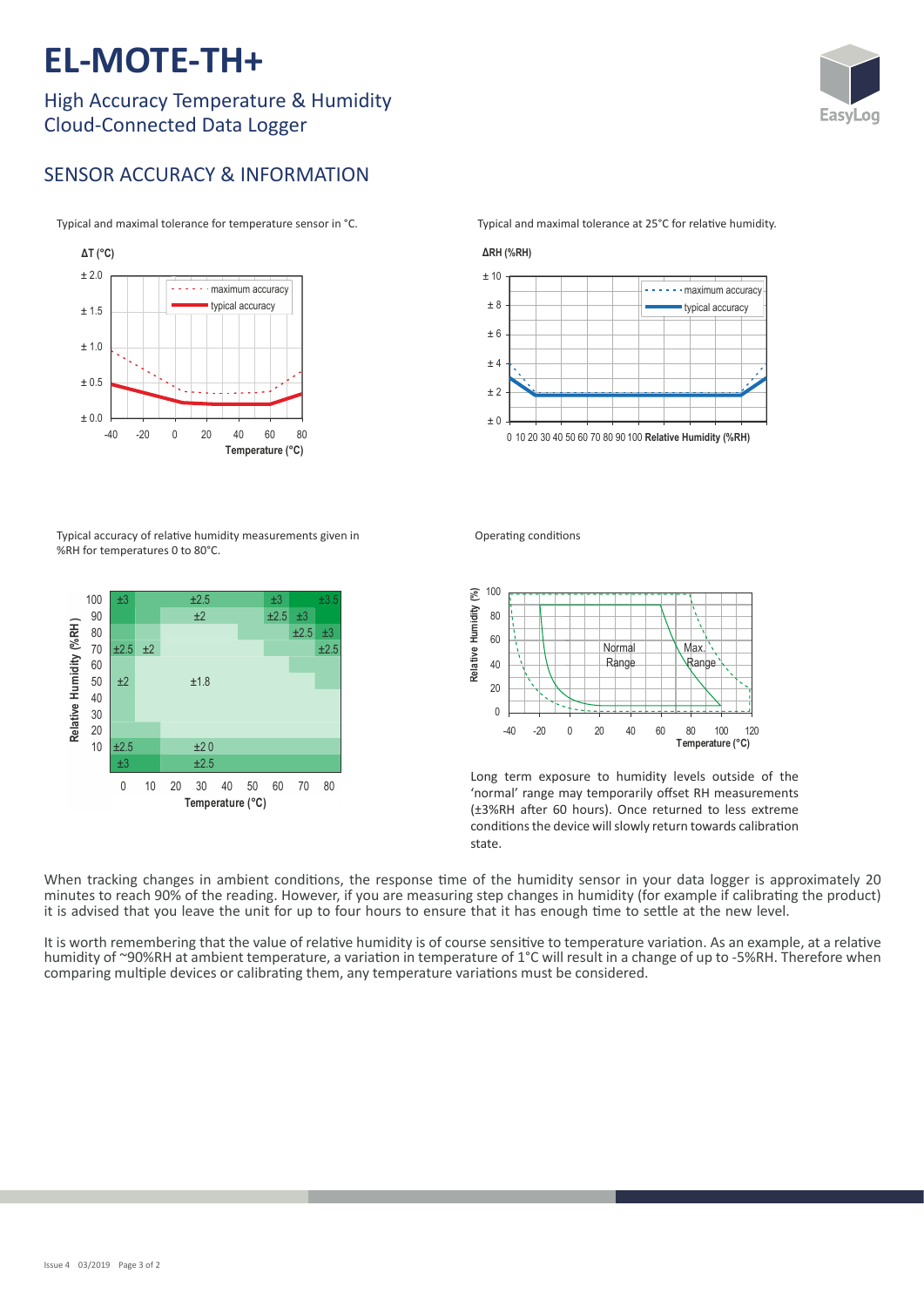# EL-MOTE-TH+

High Accuracy Temperature & Humidity
Cloud-Connected Data Logger

## SENSOR ACCURACY & INFORMATION

Typical and maximal tolerance for temperature sensor in °C.

ΔT (°C)
± 2.0
± 1.5
± 1.0
± 0.5
± 0.0
maximum accuracy
typical accuracy
-40 -20 0 20 40 60 80
Temperature (°C)

Typical and maximal tolerance at 25°C for relative humidity.

ΔRH (%RH)
± 10
± 8
± 6
± 4
± 2
± 0
maximum accuracy
typical accuracy
0 10 20 30 40 50 60 70 80 90 100 Relative Humidity (%RH)

Typical accuracy of relative humidity measurements given in %RH for temperatures 0 to 80°C.

Relative Humidity (%RH)
100 90 80 70 60 50 40 30 20 10
±3 ±2.5 ±3 ±3.5
±2 ±2.5 ±3
±2.5 ±3
±2.5 ±2 ±2.5
±2 ±1.8
±2.5 ±2.0
±3 ±2.5
0 10 20 30 40 50 60 70 80
Temperature (°C)

Operating conditions

Relative Humidity (%)
100 80 60 40 20 0
Normal Range
Max. Range
-40 -20 0 20 40 60 80 100 120
Temperature (°C)

Long term exposure to humidity levels outside of the 'normal' range may temporarily offset RH measurements (±3%RH after 60 hours). Once returned to less extreme conditions the device will slowly return towards calibration state.

When tracking changes in ambient conditions, the response time of the humidity sensor in your data logger is approximately 20 minutes to reach 90% of the reading. However, if you are measuring step changes in humidity (for example if calibrating the product) it is advised that you leave the unit for up to four hours to ensure that it has enough time to settle at the new level.

It is worth remembering that the value of relative humidity is of course sensitive to temperature variation. As an example, at a relative humidity of ~90%RH at ambient temperature, a variation in temperature of 1°C will result in a change of up to -5%RH. Therefore when comparing multiple devices or calibrating them, any temperature variations must be considered.

Issue 4 03/2019